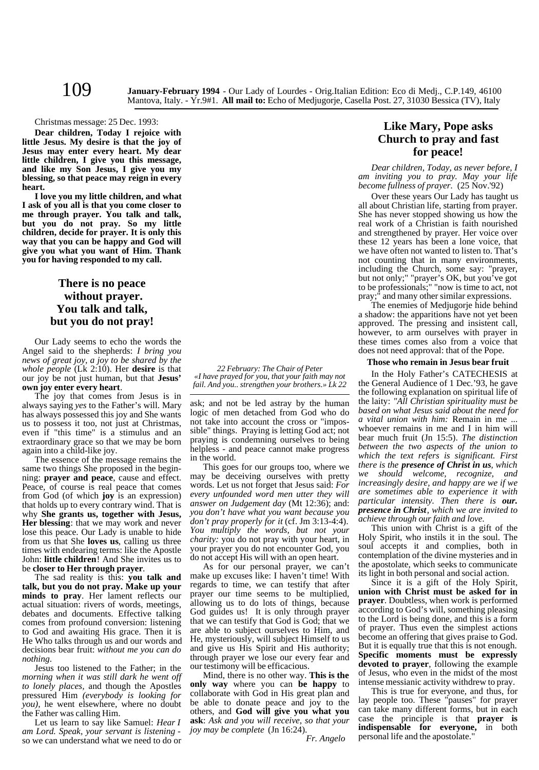**January-February 1994** - Our Lady of Lourdes - Orig.Italian Edition: Eco di Medj., C.P.149, 46100 Mantova, Italy. - Yr.9#1. **All mail to:** Echo of Medjugorje, Casella Post. 27, 31030 Bessica (TV), Italy

Christmas message: 25 Dec. 1993:

**Dear children, Today I rejoice with little Jesus. My desire is that the joy of Jesus may enter every heart. My dear little children, I give you this message, and like my Son Jesus, I give you my blessing, so that peace may reign in every heart.**

**I love you my little children, and what I ask of you all is that you come closer to me through prayer. You talk and talk, but you do not pray. So my little children, decide for prayer. It is only this way that you can be happy and God will give you what you want of Him. Thank you for having responded to my call.**

## There is no peace without prayer. You talk and talk, but you do not pray!

Our Lady seems to echo the words the Angel said to the shepherds: *I bring you news of great joy, a joy to be shared by the whole people* (Lk 2:10). Her **desire** is that our joy be not just human, but that **Jesus' own joy enter every heart**.

The joy that comes from Jesus is in always saying *yes* to the Father's will. Mary has always possessed this joy and She wants us to possess it too, not just at Christmas, even if "this time" is a stimulus and an extraordinary grace so that we may be born again into a child-like joy.

The essence of the message remains the same two things She proposed in the beginning: **prayer and peace**, cause and effect. Peace, of course is real peace that comes from God (of which **joy** is an expression) that holds up to every contrary wind. That is why **She grants us, together with Jesus, Her blessing**: that we may work and never lose this peace. Our Lady is unable to hide from us that She **loves us**, calling us three times with endearing terms: like the Apostle John: **little children**! And She invites us to be **closer to Her through prayer**.

The sad reality is this: **you talk and talk, but you do not pray. Make up your minds to pray**. Her lament reflects our actual situation: rivers of words, meetings, debates and documents. Effective talking comes from profound conversion: listening to God and awaiting His grace. Then it is He Who talks through us and our words and decisions bear fruit: *without me you can do nothing*.

Jesus too listened to the Father; in the *morning when it was still dark he went off to lonely places,* and though the Apostles pressured Him *(everybody is looking for you)*, he went elsewhere, where no doubt the Father was calling Him.

Let us learn to say like Samuel: *Hear I am Lord. Speak, your servant is listening* - so we can understand what we need to do or ask; and not be led astray by the human logic of men detached from God who do not take into account the cross or "impossible" things. Praying is letting God act; not praying is condemning ourselves to being helpless - and peace cannot make progress in the world.

This goes for our groups too, where we may be deceiving ourselves with pretty words. Let us not forget that Jesus said: *For every unfounded word men utter they will answer on Judgement day* (Mt 12:36); and: *you don't have what you want because you don't pray properly for it* (cf. Jm 3:13-4:4). *You multiply the words, but not your charity:* you do not pray with your heart, in your prayer you do not encounter God, you do not accept His will with an open heart.

As for our personal prayer, we can't make up excuses like: I haven't time! With regards to time, we can testify that after prayer our time seems to be multiplied, allowing us to do lots of things, because God guides us! It is only through prayer that we can testify that God is God; that we are able to subject ourselves to Him, and He, mysteriously, will subject Himself to us and give us His Spirit and His authority; through prayer we lose our every fear and our testimony will be efficacious.

Mind, there is no other way. **This is the only way** where you can **be happy** to collaborate with God in His great plan and be able to donate peace and joy to the others, and **God will give you what you ask**: *Ask and you will receive, so that your joy may be complete* (Jn 16:24).

*Fr. Angelo*

*22 February: The Chair of Peter*
*«I have prayed for you, that your faith may not fail. And you.. strengthen your brothers.» Lk 22*

## Like Mary, Pope asks Church to pray and fast for peace!

*Dear children, Today, as never before, I am inviting you to pray. May your life become fullness of prayer.* (25 Nov.'92)

Over these years Our Lady has taught us all about Christian life, starting from prayer. She has never stopped showing us how the real work of a Christian is faith nourished and strengthened by prayer. Her voice over these 12 years has been a lone voice, that we have often not wanted to listen to. That's not counting that in many environments, including the Church, some say: "prayer, but not only;" "prayer's OK, but you've got to be professionals;" "now is time to act, not pray;" and many other similar expressions.

The enemies of Medjugorje hide behind a shadow: the apparitions have not yet been approved. The pressing and insistent call, however, to arm ourselves with prayer in these times comes also from a voice that does not need approval: that of the Pope.

### Those who remain in Jesus bear fruit

In the Holy Father's CATECHESIS at the General Audience of 1 Dec.'93, he gave the following explanation on spiritual life of the laity: *"All Christian spirituality must be based on what Jesus said about the need for a vital union with him:* Remain in me ... whoever remains in me and I in him will bear much fruit (Jn 15:5). *The distinction between the two aspects of the union to which the text refers is significant. First there is the **presence of Christ in us**, which we should welcome, recognize, and increasingly desire, and happy are we if we are sometimes able to experience it with particular intensity. Then there is **our. presence in Christ**, which we are invited to achieve through our faith and love.*

This union with Christ is a gift of the Holy Spirit, who instils it in the soul. The soul accepts it and complies, both in contemplation of the divine mysteries and in the apostolate, which seeks to communicate its light in both personal and social action.

Since it is a gift of the Holy Spirit, **union with Christ must be asked for in prayer**. Doubtless, when work is performed according to God's will, something pleasing to the Lord is being done, and this is a form of prayer. Thus even the simplest actions become an offering that gives praise to God. But it is equally true that this is not enough. **Specific moments must be expressly devoted to prayer**, following the example of Jesus, who even in the midst of the most intense messianic activity withdrew to pray.

This is true for everyone, and thus, for lay people too. These "pauses" for prayer can take many different forms, but in each case the principle is that **prayer is indispensable for everyone,** in both personal life and the apostolate."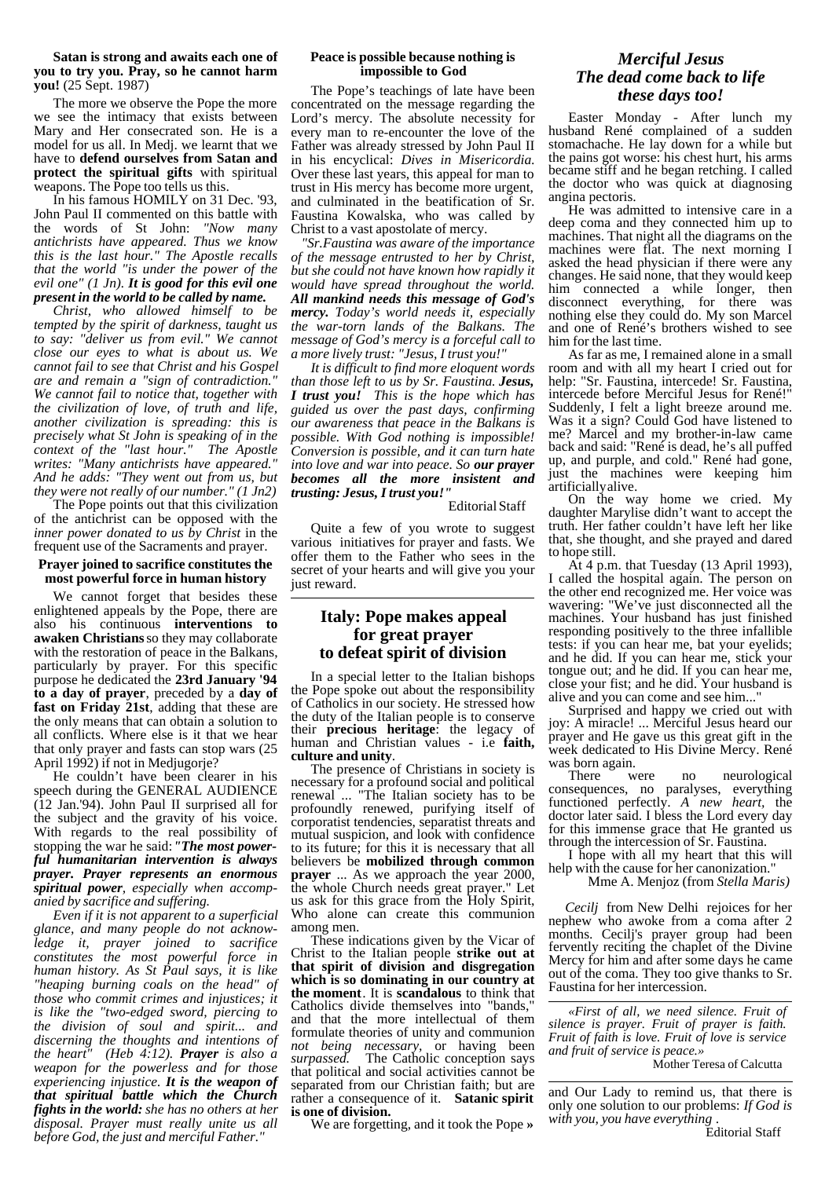**Satan is strong and awaits each one of you to try you. Pray, so he cannot harm you!** (25 Sept. 1987)

The more we observe the Pope the more we see the intimacy that exists between Mary and Her consecrated son. He is a model for us all. In Medj. we learnt that we have to **defend ourselves from Satan and protect the spiritual gifts** with spiritual weapons. The Pope too tells us this.

In his famous HOMILY on 31 Dec. '93, John Paul II commented on this battle with the words of St John: *"Now many antichrists have appeared. Thus we know this is the last hour." The Apostle recalls that the world "is under the power of the evil one" (1 Jn). **It is good for this evil one present in the world to be called by name.***

*Christ, who allowed himself to be tempted by the spirit of darkness, taught us to say: "deliver us from evil." We cannot close our eyes to what is about us. We cannot fail to see that Christ and his Gospel are and remain a "sign of contradiction." We cannot fail to notice that, together with the civilization of love, of truth and life, another civilization is spreading: this is precisely what St John is speaking of in the context of the "last hour." The Apostle writes: "Many antichrists have appeared." And he adds: "They went out from us, but they were not really of our number." (1 Jn2)*

The Pope points out that this civilization of the antichrist can be opposed with the *inner power donated to us by Christ* in the frequent use of the Sacraments and prayer.

### Prayer joined to sacrifice constitutes the most powerful force in human history

We cannot forget that besides these enlightened appeals by the Pope, there are also his continuous **interventions to awaken Christians** so they may collaborate with the restoration of peace in the Balkans, particularly by prayer. For this specific purpose he dedicated the **23rd January '94 to a day of prayer**, preceded by a **day of fast on Friday 21st**, adding that these are the only means that can obtain a solution to all conflicts. Where else is it that we hear that only prayer and fasts can stop wars (25 April 1992) if not in Medjugorje?

He couldn't have been clearer in his speech during the GENERAL AUDIENCE (12 Jan.'94). John Paul II surprised all for the subject and the gravity of his voice. With regards to the real possibility of stopping the war he said: *"**The most powerful humanitarian intervention is always prayer. Prayer represents an enormous spiritual power**, especially when accompanied by sacrifice and suffering.*

*Even if it is not apparent to a superficial glance, and many people do not acknowledge it, prayer joined to sacrifice constitutes the most powerful force in human history. As St Paul says, it is like "heaping burning coals on the head" of those who commit crimes and injustices; it is like the "two-edged sword, piercing to the division of soul and spirit... and discerning the thoughts and intentions of the heart" (Heb 4:12). **Prayer** is also a weapon for the powerless and for those experiencing injustice. **It is the weapon of that spiritual battle which the Church fights in the world:** she has no others at her disposal. Prayer must really unite us all before God, the just and merciful Father."*

### Peace is possible because nothing is impossible to God

The Pope's teachings of late have been concentrated on the message regarding the Lord's mercy. The absolute necessity for every man to re-encounter the love of the Father was already stressed by John Paul II in his encyclical: *Dives in Misericordia.* Over these last years, this appeal for man to trust in His mercy has become more urgent, and culminated in the beatification of Sr. Faustina Kowalska, who was called by Christ to a vast apostolate of mercy.

*"Sr.Faustina was aware of the importance of the message entrusted to her by Christ, but she could not have known how rapidly it would have spread throughout the world. **All mankind needs this message of God's mercy.** Today's world needs it, especially the war-torn lands of the Balkans. The message of God's mercy is a forceful call to a more lively trust: "Jesus, I trust you!"*

*It is difficult to find more eloquent words than those left to us by Sr. Faustina. **Jesus, I trust you!** This is the hope which has guided us over the past days, confirming our awareness that peace in the Balkans is possible. With God nothing is impossible! Conversion is possible, and it can turn hate into love and war into peace. So **our prayer becomes all the more insistent and trusting: Jesus, I trust you!"***

Editorial Staff

Quite a few of you wrote to suggest various initiatives for prayer and fasts. We offer them to the Father who sees in the secret of your hearts and will give you your just reward.

## Italy: Pope makes appeal for great prayer to defeat spirit of division

In a special letter to the Italian bishops the Pope spoke out about the responsibility of Catholics in our society. He stressed how the duty of the Italian people is to conserve their **precious heritage**: the legacy of human and Christian values - i.e **faith, culture and unity**.

The presence of Christians in society is necessary for a profound social and political renewal ... "The Italian society has to be profoundly renewed, purifying itself of corporatist tendencies, separatist threats and mutual suspicion, and look with confidence to its future; for this it is necessary that all believers be **mobilized through common prayer** ... As we approach the year 2000, the whole Church needs great prayer." Let us ask for this grace from the Holy Spirit, Who alone can create this communion among men.

These indications given by the Vicar of Christ to the Italian people **strike out at that spirit of division and disgregation which is so dominating in our country at the moment**. It is **scandalous** to think that Catholics divide themselves into "bands," and that the more intellectual of them formulate theories of unity and communion *not being necessary*, or having been *surpassed.* The Catholic conception says that political and social activities cannot be separated from our Christian faith; but are rather a consequence of it. **Satanic spirit is one of division.**

We are forgetting, and it took the Pope and Our Lady to remind us, that there is only one solution to our problems: *If God is with you, you have everything* .

Editorial Staff

## *Merciful Jesus The dead come back to life these days too!*

Easter Monday - After lunch my husband René complained of a sudden stomachache. He lay down for a while but the pains got worse: his chest hurt, his arms became stiff and he began retching. I called the doctor who was quick at diagnosing angina pectoris.

He was admitted to intensive care in a deep coma and they connected him up to machines. That night all the diagrams on the machines were flat. The next morning I asked the head physician if there were any changes. He said none, that they would keep him connected a while longer, then disconnect everything, for there was nothing else they could do. My son Marcel and one of René's brothers wished to see him for the last time.

As far as me, I remained alone in a small room and with all my heart I cried out for help: "Sr. Faustina, intercede! Sr. Faustina, intercede before Merciful Jesus for René!" Suddenly, I felt a light breeze around me. Was it a sign? Could God have listened to me? Marcel and my brother-in-law came back and said: "René is dead, he's all puffed up, and purple, and cold." René had gone, just the machines were keeping him artificially alive.

On the way home we cried. My daughter Marylise didn't want to accept the truth. Her father couldn't have left her like that, she thought, and she prayed and dared to hope still.

At 4 p.m. that Tuesday (13 April 1993), I called the hospital again. The person on the other end recognized me. Her voice was wavering: "We've just disconnected all the machines. Your husband has just finished responding positively to the three infallible tests: if you can hear me, bat your eyelids; and he did. If you can hear me, stick your tongue out; and he did. If you can hear me, close your fist; and he did. Your husband is alive and you can come and see him..."

Surprised and happy we cried out with joy: A miracle! ... Merciful Jesus heard our prayer and He gave us this great gift in the week dedicated to His Divine Mercy. René was born again.

There were no neurological consequences, no paralyses, everything functioned perfectly. *A new heart,* the doctor later said. I bless the Lord every day for this immense grace that He granted us through the intercession of Sr. Faustina.

I hope with all my heart that this will help with the cause for her canonization."

Mme A. Menjoz (from *Stella Maris)*

*Cecilj* from New Delhi rejoices for her nephew who awoke from a coma after 2 months. Cecilj's prayer group had been fervently reciting the chaplet of the Divine Mercy for him and after some days he came out of the coma. They too give thanks to Sr. Faustina for her intercession.

*«First of all, we need silence. Fruit of silence is prayer. Fruit of prayer is faith. Fruit of faith is love. Fruit of love is service and fruit of service is peace.»*

Mother Teresa of Calcutta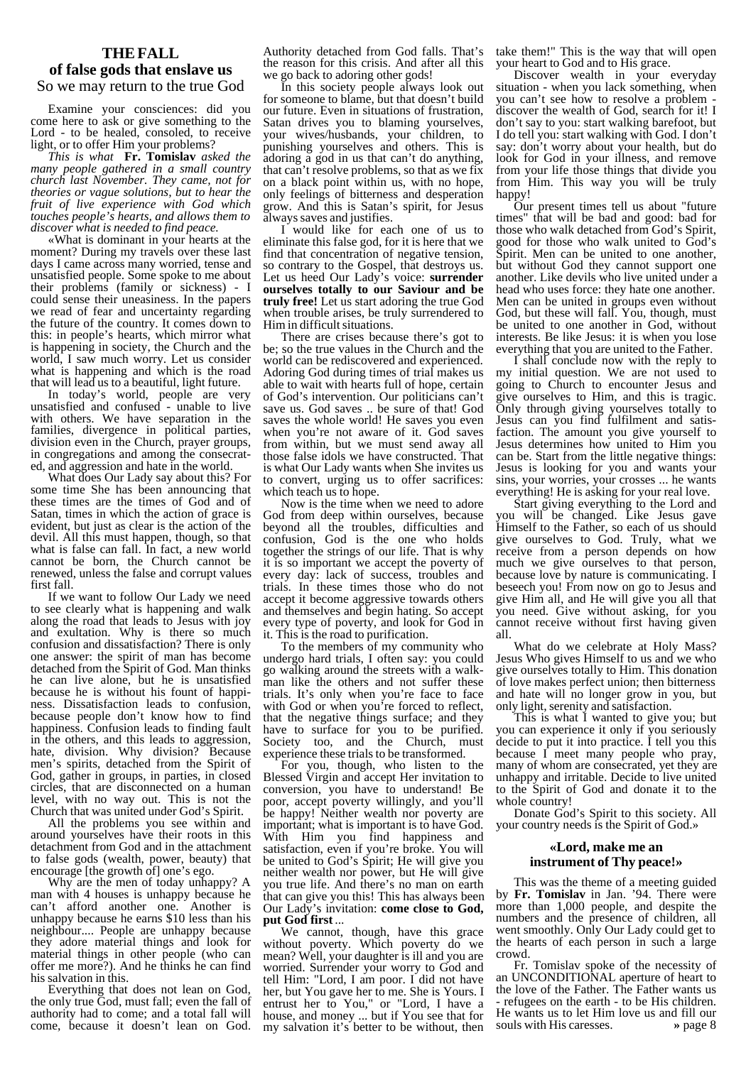## THE FALL of false gods that enslave us

So we may return to the true God

Examine your consciences: did you come here to ask or give something to the Lord - to be healed, consoled, to receive light, or to offer Him your problems?

*This is what* **Fr. Tomislav** *asked the many people gathered in a small country church last November. They came, not for theories or vague solutions, but to hear the fruit of live experience with God which touches people's hearts, and allows them to discover what is needed to find peace.*

«What is dominant in your hearts at the moment? During my travels over these last days I came across many worried, tense and unsatisfied people. Some spoke to me about their problems (family or sickness) - I could sense their uneasiness. In the papers we read of fear and uncertainty regarding the future of the country. It comes down to this: in people's hearts, which mirror what is happening in society, the Church and the world, I saw much worry. Let us consider what is happening and which is the road that will lead us to a beautiful, light future.

In today's world, people are very unsatisfied and confused - unable to live with others. We have separation in the families, divergence in political parties, division even in the Church, prayer groups, in congregations and among the consecrated, and aggression and hate in the world.

What does Our Lady say about this? For some time She has been announcing that these times are the times of God and of Satan, times in which the action of grace is evident, but just as clear is the action of the devil. All this must happen, though, so that what is false can fall. In fact, a new world cannot be born, the Church cannot be renewed, unless the false and corrupt values first fall.

If we want to follow Our Lady we need to see clearly what is happening and walk along the road that leads to Jesus with joy and exultation. Why is there so much confusion and dissatisfaction? There is only one answer: the spirit of man has become detached from the Spirit of God. Man thinks he can live alone, but he is unsatisfied because he is without his fount of happiness. Dissatisfaction leads to confusion, because people don't know how to find happiness. Confusion leads to finding fault in the others, and this leads to aggression, hate, division. Why division? Because men's spirits, detached from the Spirit of God, gather in groups, in parties, in closed circles, that are disconnected on a human level, with no way out. This is not the Church that was united under God's Spirit.

All the problems you see within and around yourselves have their roots in this detachment from God and in the attachment to false gods (wealth, power, beauty) that encourage [the growth of] one's ego.

Why are the men of today unhappy? A man with 4 houses is unhappy because he can't afford another one. Another is unhappy because he earns $10 less than his neighbour.... People are unhappy because they adore material things and look for material things in other people (who can offer me more?). And he thinks he can find his salvation in this.

Everything that does not lean on God, the only true God, must fall; even the fall of authority had to come; and a total fall will come, because it doesn't lean on God. Authority detached from God falls. That's the reason for this crisis. And after all this we go back to adoring other gods!

In this society people always look out for someone to blame, but that doesn't build our future. Even in situations of frustration, Satan drives you to blaming yourselves, your wives/husbands, your children, to punishing yourselves and others. This is adoring a god in us that can't do anything, that can't resolve problems, so that as we fix on a black point within us, with no hope, only feelings of bitterness and desperation grow. And this is Satan's spirit, for Jesus always saves and justifies.

I would like for each one of us to eliminate this false god, for it is here that we find that concentration of negative tension, so contrary to the Gospel, that destroys us. Let us heed Our Lady's voice: **surrender ourselves totally to our Saviour and be truly free!** Let us start adoring the true God when trouble arises, be truly surrendered to Him in difficult situations.

There are crises because there's got to be; so the true values in the Church and the world can be rediscovered and experienced. Adoring God during times of trial makes us able to wait with hearts full of hope, certain of God's intervention. Our politicians can't save us. God saves .. be sure of that! God saves the whole world! He saves you even when you're not aware of it. God saves from within, but we must send away all those false idols we have constructed. That is what Our Lady wants when She invites us to convert, urging us to offer sacrifices: which teach us to hope.

Now is the time when we need to adore God from deep within ourselves, because beyond all the troubles, difficulties and confusion, God is the one who holds together the strings of our life. That is why it is so important we accept the poverty of every day: lack of success, troubles and trials. In these times those who do not accept it become aggressive towards others and themselves and begin hating. So accept every type of poverty, and look for God in it. This is the road to purification.

To the members of my community who undergo hard trials, I often say: you could go walking around the streets with a walkman like the others and not suffer these trials. It's only when you're face to face with God or when you're forced to reflect, that the negative things surface; and they have to surface for you to be purified. Society too, and the Church, must experience these trials to be transformed.

For you, though, who listen to the Blessed Virgin and accept Her invitation to conversion, you have to understand! Be poor, accept poverty willingly, and you'll be happy! Neither wealth nor poverty are important; what is important is to have God. With Him you find happiness and satisfaction, even if you're broke. You will be united to God's Spirit; He will give you neither wealth nor power, but He will give you true life. And there's no man on earth that can give you this! This has always been Our Lady's invitation: **come close to God, put God first** ...

We cannot, though, have this grace without poverty. Which poverty do we mean? Well, your daughter is ill and you are worried. Surrender your worry to God and tell Him: "Lord, I am poor. I did not have her, but You gave her to me. She is Yours. I entrust her to You," or "Lord, I have a house, and money ... but if You see that for my salvation it's better to be without, then take them!" This is the way that will open your heart to God and to His grace.

Discover wealth in your everyday situation - when you lack something, when you can't see how to resolve a problem - discover the wealth of God, search for it! I don't say to you: start walking barefoot, but I do tell you: start walking with God. I don't say: don't worry about your health, but do look for God in your illness, and remove from your life those things that divide you from Him. This way you will be truly happy!

Our present times tell us about "future times" that will be bad and good: bad for those who walk detached from God's Spirit, good for those who walk united to God's Spirit. Men can be united to one another, but without God they cannot support one another. Like devils who live united under a head who uses force: they hate one another. Men can be united in groups even without God, but these will fall. You, though, must be united to one another in God, without interests. Be like Jesus: it is when you lose everything that you are united to the Father.

I shall conclude now with the reply to my initial question. We are not used to going to Church to encounter Jesus and give ourselves to Him, and this is tragic. Only through giving yourselves totally to Jesus can you find fulfilment and satisfaction. The amount you give yourself to Jesus determines how united to Him you can be. Start from the little negative things: Jesus is looking for you and wants your sins, your worries, your crosses ... he wants everything! He is asking for your real love.

Start giving everything to the Lord and you will be changed. Like Jesus gave Himself to the Father, so each of us should give ourselves to God. Truly, what we receive from a person depends on how much we give ourselves to that person, because love by nature is communicating. I beseech you! From now on go to Jesus and give Him all, and He will give you all that you need. Give without asking, for you cannot receive without first having given all.

What do we celebrate at Holy Mass? Jesus Who gives Himself to us and we who give ourselves totally to Him. This donation of love makes perfect union; then bitterness and hate will no longer grow in you, but only light, serenity and satisfaction.

This is what I wanted to give you; but you can experience it only if you seriously decide to put it into practice. I tell you this because I meet many people who pray, many of whom are consecrated, yet they are unhappy and irritable. Decide to live united to the Spirit of God and donate it to the whole country!

Donate God's Spirit to this society. All your country needs is the Spirit of God.»

### «Lord, make me an instrument of Thy peace!»

This was the theme of a meeting guided by **Fr. Tomislav** in Jan. '94. There were more than 1,000 people, and despite the numbers and the presence of children, all went smoothly. Only Our Lady could get to the hearts of each person in such a large crowd.

Fr. Tomislav spoke of the necessity of an UNCONDITIONAL aperture of heart to the love of the Father. The Father wants us - refugees on the earth - to be His children. He wants us to let Him love us and fill our souls with His caresses. **»** page 8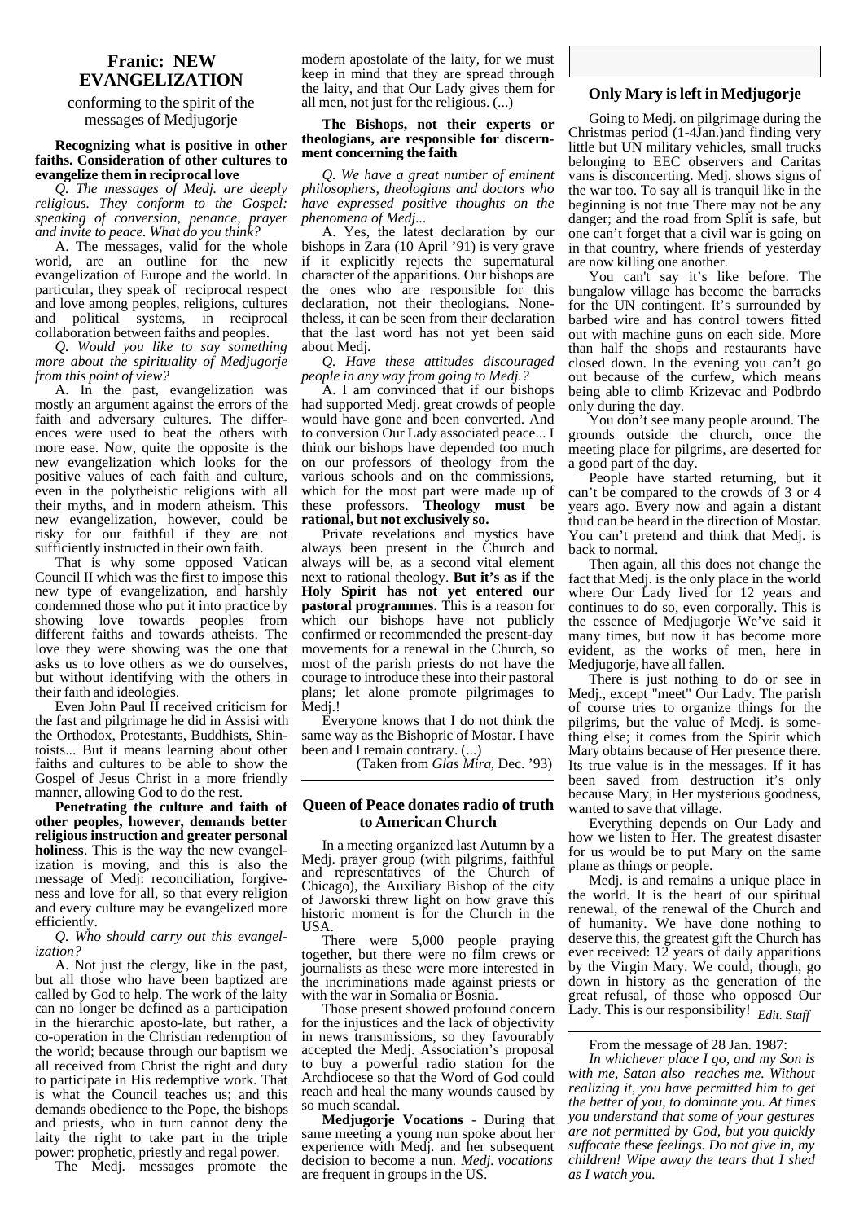## Franic: NEW EVANGELIZATION

conforming to the spirit of the messages of Medjugorje

**Recognizing what is positive in other faiths. Consideration of other cultures to evangelize them in reciprocal love**

*Q. The messages of Medj. are deeply religious. They conform to the Gospel: speaking of conversion, penance, prayer and invite to peace. What do you think?*

A. The messages, valid for the whole world, are an outline for the new evangelization of Europe and the world. In particular, they speak of reciprocal respect and love among peoples, religions, cultures and political systems, in reciprocal collaboration between faiths and peoples.

*Q. Would you like to say something more about the spirituality of Medjugorje from this point of view?*

A. In the past, evangelization was mostly an argument against the errors of the faith and adversary cultures. The differences were used to beat the others with more ease. Now, quite the opposite is the new evangelization which looks for the positive values of each faith and culture, even in the polytheistic religions with all their myths, and in modern atheism. This new evangelization, however, could be risky for our faithful if they are not sufficiently instructed in their own faith.

That is why some opposed Vatican Council II which was the first to impose this new type of evangelization, and harshly condemned those who put it into practice by showing love towards peoples from different faiths and towards atheists. The love they were showing was the one that asks us to love others as we do ourselves, but without identifying with the others in their faith and ideologies.

Even John Paul II received criticism for the fast and pilgrimage he did in Assisi with the Orthodox, Protestants, Buddhists, Shintoists... But it means learning about other faiths and cultures to be able to show the Gospel of Jesus Christ in a more friendly manner, allowing God to do the rest.

**Penetrating the culture and faith of other peoples, however, demands better religious instruction and greater personal holiness**. This is the way the new evangelization is moving, and this is also the message of Medj: reconciliation, forgiveness and love for all, so that every religion and every culture may be evangelized more efficiently.

*Q. Who should carry out this evangelization?*

A. Not just the clergy, like in the past, but all those who have been baptized are called by God to help. The work of the laity can no longer be defined as a participation in the hierarchic aposto-late, but rather, a co-operation in the Christian redemption of the world; because through our baptism we all received from Christ the right and duty to participate in His redemptive work. That is what the Council teaches us; and this demands obedience to the Pope, the bishops and priests, who in turn cannot deny the laity the right to take part in the triple power: prophetic, priestly and regal power.

The Medj. messages promote the modern apostolate of the laity, for we must keep in mind that they are spread through the laity, and that Our Lady gives them for all men, not just for the religious. (...)

**The Bishops, not their experts or theologians, are responsible for discernment concerning the faith**

*Q. We have a great number of eminent philosophers, theologians and doctors who have expressed positive thoughts on the phenomena of Medj...*

A. Yes, the latest declaration by our bishops in Zara (10 April '91) is very grave if it explicitly rejects the supernatural character of the apparitions. Our bishops are the ones who are responsible for this declaration, not their theologians. Nonetheless, it can be seen from their declaration that the last word has not yet been said about Medj.

*Q. Have these attitudes discouraged people in any way from going to Medj.?*

A. I am convinced that if our bishops had supported Medj. great crowds of people would have gone and been converted. And to conversion Our Lady associated peace... I think our bishops have depended too much on our professors of theology from the various schools and on the commissions, which for the most part were made up of these professors. **Theology must be rational, but not exclusively so.**

Private revelations and mystics have always been present in the Church and always will be, as a second vital element next to rational theology. **But it's as if the Holy Spirit has not yet entered our pastoral programmes.** This is a reason for which our bishops have not publicly confirmed or recommended the present-day movements for a renewal in the Church, so most of the parish priests do not have the courage to introduce these into their pastoral plans; let alone promote pilgrimages to Medj.!

Everyone knows that I do not think the same way as the Bishopric of Mostar. I have been and I remain contrary. (...)

(Taken from *Glas Mira*, Dec. '93)

## Queen of Peace donates radio of truth to American Church

In a meeting organized last Autumn by a Medj. prayer group (with pilgrims, faithful and representatives of the Church of Chicago), the Auxiliary Bishop of the city of Jaworski threw light on how grave this historic moment is for the Church in the USA.

There were 5,000 people praying together, but there were no film crews or journalists as these were more interested in the incriminations made against priests or with the war in Somalia or Bosnia.

Those present showed profound concern for the injustices and the lack of objectivity in news transmissions, so they favourably accepted the Medj. Association's proposal to buy a powerful radio station for the Archdiocese so that the Word of God could reach and heal the many wounds caused by so much scandal.

**Medjugorje Vocations** - During that same meeting a young nun spoke about her experience with Medj. and her subsequent decision to become a nun. *Medj. vocations* are frequent in groups in the US.

## Only Mary is left in Medjugorje

Going to Medj. on pilgrimage during the Christmas period (1-4Jan.)and finding very little but UN military vehicles, small trucks belonging to EEC observers and Caritas vans is disconcerting. Medj. shows signs of the war too. To say all is tranquil like in the beginning is not true There may not be any danger; and the road from Split is safe, but one can't forget that a civil war is going on in that country, where friends of yesterday are now killing one another.

You can't say it's like before. The bungalow village has become the barracks for the UN contingent. It's surrounded by barbed wire and has control towers fitted out with machine guns on each side. More than half the shops and restaurants have closed down. In the evening you can't go out because of the curfew, which means being able to climb Krizevac and Podbrdo only during the day.

You don't see many people around. The grounds outside the church, once the meeting place for pilgrims, are deserted for a good part of the day.

People have started returning, but it can't be compared to the crowds of 3 or 4 years ago. Every now and again a distant thud can be heard in the direction of Mostar. You can't pretend and think that Medj. is back to normal.

Then again, all this does not change the fact that Medj. is the only place in the world where Our Lady lived for 12 years and continues to do so, even corporally. This is the essence of Medjugorje We've said it many times, but now it has become more evident, as the works of men, here in Medjugorje, have all fallen.

There is just nothing to do or see in Medj., except "meet" Our Lady. The parish of course tries to organize things for the pilgrims, but the value of Medj. is something else; it comes from the Spirit which Mary obtains because of Her presence there. Its true value is in the messages. If it has been saved from destruction it's only because Mary, in Her mysterious goodness, wanted to save that village.

Everything depends on Our Lady and how we listen to Her. The greatest disaster for us would be to put Mary on the same plane as things or people.

Medj. is and remains a unique place in the world. It is the heart of our spiritual renewal, of the renewal of the Church and of humanity. We have done nothing to deserve this, the greatest gift the Church has ever received: 12 years of daily apparitions by the Virgin Mary. We could, though, go down in history as the generation of the great refusal, of those who opposed Our Lady. This is our responsibility! *Edit. Staff*

---

From the message of 28 Jan. 1987:

*In whichever place I go, and my Son is with me, Satan also reaches me. Without realizing it, you have permitted him to get the better of you, to dominate you. At times you understand that some of your gestures are not permitted by God, but you quickly suffocate these feelings. Do not give in, my children! Wipe away the tears that I shed as I watch you.*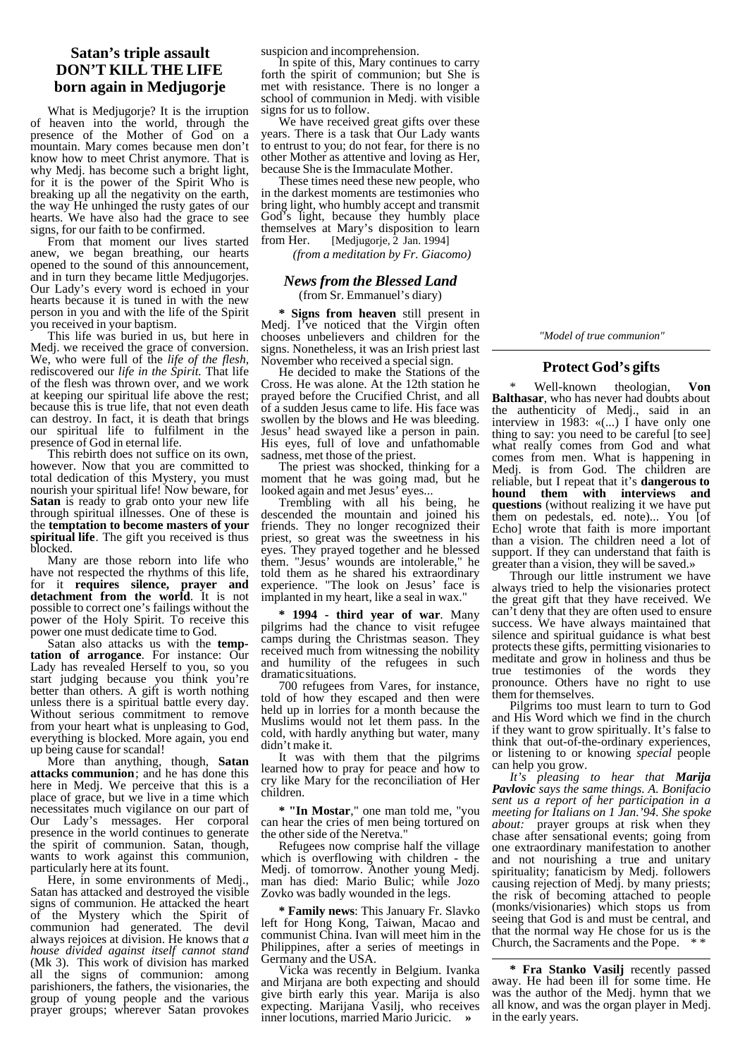## Satan's triple assault
## DON'T KILL THE LIFE born again in Medjugorje

What is Medjugorje? It is the irruption of heaven into the world, through the presence of the Mother of God on a mountain. Mary comes because men don't know how to meet Christ anymore. That is why Medj. has become such a bright light, for it is the power of the Spirit Who is breaking up all the negativity on the earth, the way He unhinged the rusty gates of our hearts. We have also had the grace to see signs, for our faith to be confirmed.

From that moment our lives started anew, we began breathing, our hearts opened to the sound of this announcement, and in turn they became little Medjugorjes. Our Lady's every word is echoed in your hearts because it is tuned in with the new person in you and with the life of the Spirit you received in your baptism.

This life was buried in us, but here in Medj. we received the grace of conversion. We, who were full of the *life of the flesh*, rediscovered our *life in the Spirit.* That life of the flesh was thrown over, and we work at keeping our spiritual life above the rest; because this is true life, that not even death can destroy. In fact, it is death that brings our spiritual life to fulfilment in the presence of God in eternal life.

This rebirth does not suffice on its own, however. Now that you are committed to total dedication of this Mystery, you must nourish your spiritual life! Now beware, for **Satan** is ready to grab onto your new life through spiritual illnesses. One of these is the **temptation to become masters of your spiritual life**. The gift you received is thus blocked.

Many are those reborn into life who have not respected the rhythms of this life, for it **requires silence, prayer and detachment from the world**. It is not possible to correct one's failings without the power of the Holy Spirit. To receive this power one must dedicate time to God.

Satan also attacks us with the **temptation of arrogance**. For instance: Our Lady has revealed Herself to you, so you start judging because you think you're better than others. A gift is worth nothing unless there is a spiritual battle every day. Without serious commitment to remove from your heart what is unpleasing to God, everything is blocked. More again, you end up being cause for scandal!

More than anything, though, **Satan attacks communion**; and he has done this here in Medj. We perceive that this is a place of grace, but we live in a time which necessitates much vigilance on our part of Our Lady's messages. Her corporal presence in the world continues to generate the spirit of communion. Satan, though, wants to work against this communion, particularly here at its fount.

Here, in some environments of Medj., Satan has attacked and destroyed the visible signs of communion. He attacked the heart of the Mystery which the Spirit of communion had generated. The devil always rejoices at division. He knows that *a house divided against itself cannot stand* (Mk 3). This work of division has marked all the signs of communion: among parishioners, the fathers, the visionaries, the group of young people and the various prayer groups; wherever Satan provokes suspicion and incomprehension.

In spite of this, Mary continues to carry forth the spirit of communion; but She is met with resistance. There is no longer a school of communion in Medj. with visible signs for us to follow.

We have received great gifts over these years. There is a task that Our Lady wants to entrust to you; do not fear, for there is no other Mother as attentive and loving as Her, because She is the Immaculate Mother.

These times need these new people, who in the darkest moments are testimonies who bring light, who humbly accept and transmit God's light, because they humbly place themselves at Mary's disposition to learn from Her. [Medjugorje, 2 Jan. 1994]

*(from a meditation by Fr. Giacomo)*

### *News from the Blessed Land*
(from Sr. Emmanuel's diary)

**\* Signs from heaven** still present in Medj. I've noticed that the Virgin often chooses unbelievers and children for the signs. Nonetheless, it was an Irish priest last November who received a special sign.

He decided to make the Stations of the Cross. He was alone. At the 12th station he prayed before the Crucified Christ, and all of a sudden Jesus came to life. His face was swollen by the blows and He was bleeding. Jesus' head swayed like a person in pain. His eyes, full of love and unfathomable sadness, met those of the priest.

The priest was shocked, thinking for a moment that he was going mad, but he looked again and met Jesus' eyes...

Trembling with all his being, he descended the mountain and joined his friends. They no longer recognized their priest, so great was the sweetness in his eyes. They prayed together and he blessed them. "Jesus' wounds are intolerable," he told them as he shared his extraordinary experience. "The look on Jesus' face is implanted in my heart, like a seal in wax."

**\* 1994 - third year of war**. Many pilgrims had the chance to visit refugee camps during the Christmas season. They received much from witnessing the nobility and humility of the refugees in such dramatic situations.

700 refugees from Vares, for instance, told of how they escaped and then were held up in lorries for a month because the Muslims would not let them pass. In the cold, with hardly anything but water, many didn't make it.

It was with them that the pilgrims learned how to pray for peace and how to cry like Mary for the reconciliation of Her children.

**\* "In Mostar**," one man told me, "you can hear the cries of men being tortured on the other side of the Neretva."

Refugees now comprise half the village which is overflowing with children - the Medj. of tomorrow. Another young Medj. man has died: Mario Bulic; while Jozo Zovko was badly wounded in the legs.

**\* Family news**: This January Fr. Slavko left for Hong Kong, Taiwan, Macao and communist China. Ivan will meet him in the Philippines, after a series of meetings in Germany and the USA.

Vicka was recently in Belgium. Ivanka and Mirjana are both expecting and should give birth early this year. Marija is also expecting. Marijana Vasilj, who receives inner locutions, married Mario Juricic. »

*"Model of true communion"*

## Protect God's gifts

\* Well-known theologian, **Von Balthasar**, who has never had doubts about the authenticity of Medj., said in an interview in 1983: «(...) I have only one thing to say: you need to be careful [to see] what really comes from God and what comes from men. What is happening in Medj. is from God. The children are reliable, but I repeat that it's **dangerous to hound them with interviews and questions** (without realizing it we have put them on pedestals, ed. note)... You [of Echo] wrote that faith is more important than a vision. The children need a lot of support. If they can understand that faith is greater than a vision, they will be saved.»

Through our little instrument we have always tried to help the visionaries protect the great gift that they have received. We can't deny that they are often used to ensure success. We have always maintained that silence and spiritual guidance is what best protects these gifts, permitting visionaries to meditate and grow in holiness and thus be true testimonies of the words they pronounce. Others have no right to use them for themselves.

Pilgrims too must learn to turn to God and His Word which we find in the church if they want to grow spiritually. It's false to think that out-of-the-ordinary experiences, or listening to or knowing *special* people can help you grow.

*It's pleasing to hear that **Marija Pavlovic** says the same things. A. Bonifacio sent us a report of her participation in a meeting for Italians on 1 Jan.'94. She spoke about:* prayer groups at risk when they chase after sensational events; going from one extraordinary manifestation to another and not nourishing a true and unitary spirituality; fanaticism by Medj. followers causing rejection of Medj. by many priests; the risk of becoming attached to people (monks/visionaries) which stops us from seeing that God is and must be central, and that the normal way He chose for us is the Church, the Sacraments and the Pope. \* \*

---

**\* Fra Stanko Vasilj** recently passed away. He had been ill for some time. He was the author of the Medj. hymn that we all know, and was the organ player in Medj. in the early years.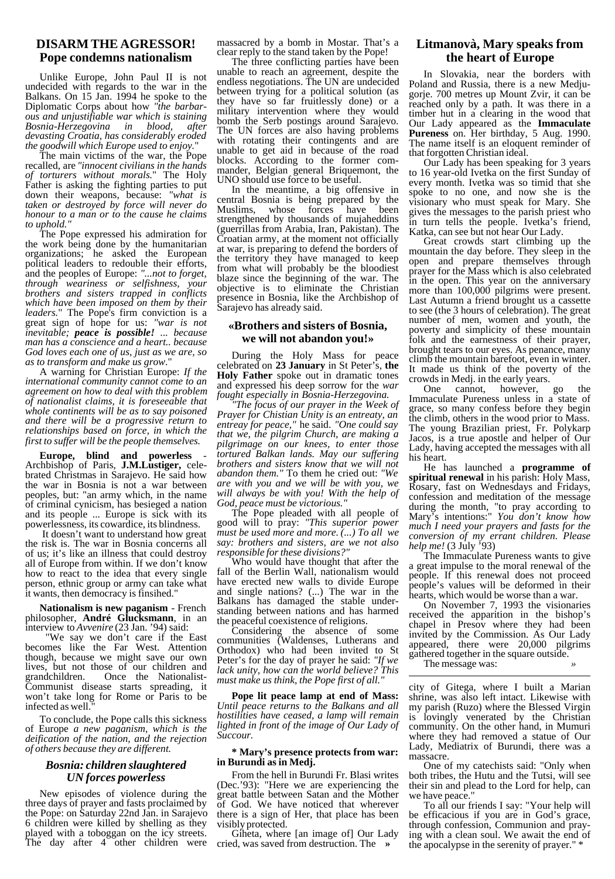## DISARM THE AGGRESSOR! Pope condemns nationalism

Unlike Europe, John Paul II is not undecided with regards to the war in the Balkans. On 15 Jan. 1994 he spoke to the Diplomatic Corps about how *"the barbarous and unjustifiable war which is staining Bosnia-Herzegovina in blood, after devasting Croatia, has considerably eroded the goodwill which Europe used to enjoy.*"

The main victims of the war, the Pope recalled, are *"innocent civilians in the hands of torturers without morals.*" The Holy Father is asking the fighting parties to put down their weapons, because: *"what is taken or destroyed by force will never do honour to a man or to the cause he claims to uphold."*

The Pope expressed his admiration for the work being done by the humanitarian organizations; he asked the European political leaders to redouble their efforts, and the peoples of Europe: *"...not to forget, through weariness or selfishness, your brothers and sisters trapped in conflicts which have been imposed on them by their leaders.*" The Pope's firm conviction is a great sign of hope for us: *"war is not inevitable; **peace is possible!** ... because man has a conscience and a heart.. because God loves each one of us, just as we are, so as to transform and make us grow.*"

A warning for Christian Europe: *If the international community cannot come to an agreement on how to deal with this problem of nationalist claims, it is foreseeable that whole continents will be as to say poisoned and there will be a progressive return to relationships based on force, in which the first to suffer will be the people themselves.*

**Europe, blind and powerless** - Archbishop of Paris, **J.M.Lustiger,** celebrated Christmas in Sarajevo. He said how the war in Bosnia is not a war between peoples, but: "an army which, in the name of criminal cynicism, has besieged a nation and its people ... Europe is sick with its powerlessness, its cowardice, its blindness.

It doesn't want to understand how great the risk is. The war in Bosnia concerns all of us; it's like an illness that could destroy all of Europe from within. If we don't know how to react to the idea that every single person, ethnic group or army can take what it wants, then democracy is finsihed."

**Nationalism is new paganism** - French philosopher, **André Glucksmann**, in an interview to *Avvenire* (23 Jan. '94) said:

"We say we don't care if the East becomes like the Far West. Attention though, because we might save our own lives, but not those of our children and grandchildren. Once the Nationalist-Communist disease starts spreading, it won't take long for Rome or Paris to be infected as well."

To conclude, the Pope calls this sickness of Europe *a new paganism, which is the deification of the nation, and the rejection of others because they are different.*

### *Bosnia: children slaughtered UN forces powerless*

New episodes of violence during the three days of prayer and fasts proclaimed by the Pope: on Saturday 22nd Jan. in Sarajevo 6 children were killed by shelling as they played with a toboggan on the icy streets. The day after 4 other children were massacred by a bomb in Mostar. That's a clear reply to the stand taken by the Pope!

The three conflicting parties have been unable to reach an agreement, despite the endless negotiations. The UN are undecided between trying for a political solution (as they have so far fruitlessly done) or a military intervention where they would bomb the Serb postings around Sarajevo. The UN forces are also having problems with rotating their contingents and are unable to get aid in because of the road blocks. According to the former commander, Belgian general Briquemont, the UNO should use force to be useful.

In the meantime, a big offensive in central Bosnia is being prepared by the Muslims, whose forces have been strengthened by thousands of mujaheddins (guerrillas from Arabia, Iran, Pakistan). The Croatian army, at the moment not officially at war, is preparing to defend the borders of the territory they have managed to keep from what will probably be the bloodiest blaze since the beginning of the war. The objective is to eliminate the Christian presence in Bosnia, like the Archbishop of Sarajevo has already said.

### «Brothers and sisters of Bosnia, we will not abandon you!»

During the Holy Mass for peace celebrated on **23 January** in St Peter's, **the Holy Father** spoke out in dramatic tones and expressed his deep sorrow for the *war fought especially in Bosnia-Herzegovina.*

*"The focus of our prayer in the Week of Prayer for Chistian Unity is an entreaty, an entreay for peace,"* he said. *"One could say that we, the pilgrim Church, are making a pilgrimage on our knees, to enter those tortured Balkan lands. May our suffering brothers and sisters know that we will not abandon them."* To them he cried out: *"We are with you and we will be with you, we will always be with you! With the help of God, peace must be victorious."*

The Pope pleaded with all people of good will to pray: *"This superior power must be used more and more. (...) To all we say: brothers and sisters, are we not also responsible for these divisions?"*

Who would have thought that after the fall of the Berlin Wall, nationalism would have erected new walls to divide Europe and single nations? (...) The war in the Balkans has damaged the stable understanding between nations and has harmed the peaceful coexistence of religions.

Considering the absence of some communities (Waldenses, Lutherans and Orthodox) who had been invited to St Peter's for the day of prayer he said: *"If we lack unity, how can the world believe? This must make us think, the Pope first of all."*

**Pope lit peace lamp at end of Mass:** *Until peace returns to the Balkans and all hostilities have ceased, a lamp will remain lighted in front of the image of Our Lady of Succour.*

**\* Mary's presence protects from war: in Burundi as in Medj.**

From the hell in Burundi Fr. Blasi writes (Dec.'93): "Here we are experiencing the great battle between Satan and the Mother of God. We have noticed that wherever there is a sign of Her, that place has been visibly protected.

Giheta, where [an image of] Our Lady cried, was saved from destruction. The city of Gitega, where I built a Marian shrine, was also left intact. Likewise with my parish (Ruzo) where the Blessed Virgin is lovingly venerated by the Christian community. On the other hand, in Mumuri where they had removed a statue of Our Lady, Mediatrix of Burundi, there was a massacre.

One of my catechists said: "Only when both tribes, the Hutu and the Tutsi, will see their sin and plead to the Lord for help, can we have peace."

To all our friends I say: "Your help will be efficacious if you are in God's grace, through confession, Communion and praying with a clean soul. We await the end of the apocalypse in the serenity of prayer." *

## Litmanovà, Mary speaks from the heart of Europe

In Slovakia, near the borders with Poland and Russia, there is a new Medjugorje. 700 metres up Mount Zvir, it can be reached only by a path. It was there in a timber hut in a clearing in the wood that Our Lady appeared as the **Immaculate Pureness** on. Her birthday, 5 Aug. 1990. The name itself is an eloquent reminder of that forgotten Christian ideal.

Our Lady has been speaking for 3 years to 16 year-old Ivetka on the first Sunday of every month. Ivetka was so timid that she spoke to no one, and now she is the visionary who must speak for Mary. She gives the messages to the parish priest who in turn tells the people. Ivetka's friend, Katka, can see but not hear Our Lady.

Great crowds start climbing up the mountain the day before. They sleep in the open and prepare themselves through prayer for the Mass which is also celebrated in the open. This year on the anniversary more than 100,000 pilgrims were present. Last Autumn a friend brought us a cassette to see (the 3 hours of celebration). The great number of men, women and youth, the poverty and simplicity of these mountain folk and the earnestness of their prayer, brought tears to our eyes. As penance, many climb the mountain barefoot, even in winter. It made us think of the poverty of the crowds in Medj. in the early years.

One cannot, however, go the Immaculate Pureness unless in a state of grace, so many confess before they begin the climb, others in the wood prior to Mass. The young Brazilian priest, Fr. Polykarp Jacos, is a true apostle and helper of Our Lady, having accepted the messages with all his heart.

He has launched a **programme of spiritual renewal** in his parish: Holy Mass, Rosary, fast on Wednesdays and Fridays, confession and meditation of the message during the month, "to pray according to Mary's intentions:" *You don't know how much I need your prayers and fasts for the conversion of my errant children. Please help me!* (3 July '93)

The Immaculate Pureness wants to give a great impulse to the moral renewal of the people. If this renewal does not proceed people's values will be deformed in their hearts, which would be worse than a war.

On November 7, 1993 the visionaries received the apparition in the bishop's chapel in Presov where they had been invited by the Commission. As Our Lady appeared, there were 20,000 pilgrims gathered together in the square outside.

The message was: »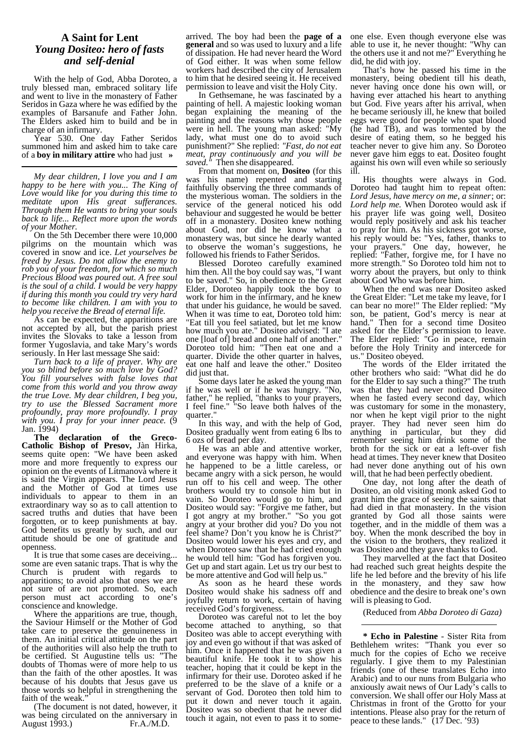## A Saint for Lent
### *Young Dositeo: hero of fasts and self-denial*

With the help of God, Abba Doroteo, a truly blessed man, embraced solitary life and went to live in the monastery of Father Seridos in Gaza where he was edified by the examples of Barsanufe and Father John. The Elders asked him to build and be in charge of an infirmary.

Year 530. One day Father Seridos summoned him and asked him to take care of a **boy in military attire** who had just arrived. The boy had been the **page of a general** and so was used to luxury and a life of dissipation. He had never heard the Word of God either. It was when some fellow workers had described the city of Jerusalem to him that he desired seeing it. He received permission to leave and visit the Holy City.

In Gethsemane, he was fascinated by a painting of hell. A majestic looking woman began explaining the meaning of the painting and the reasons why those people were in hell. The young man asked: "My lady, what must one do to avoid such punishment?" She replied: *"Fast, do not eat meat, pray continuously and you will be saved."* Then she disappeared.

From that moment on, **Dositeo** (for this was his name) repented and starting faithfully observing the three commands of the mysterious woman. The soldiers in the service of the general noticed his odd behaviour and suggested he would be better off in a monastery. Dositeo knew nothing about God, nor did he know what a monastery was, but since he dearly wanted to observe the woman's suggestions, he followed his friends to Father Seridos.

Blessed Doroteo carefully examined him then. All the boy could say was, "I want to be saved." So, in obedience to the Great Elder, Doroteo happily took the boy to work for him in the infirmary, and he knew that under his guidance, he would be saved. When it was time to eat, Doroteo told him: "Eat till you feel satiated, but let me know how much you ate." Dositeo advised: "I ate one [loaf of] bread and one half of another." Doroteo told him: "Then eat one and a quarter. Divide the other quarter in halves, eat one half and leave the other." Dositeo did just that.

Some days later he asked the young man if he was well or if he was hungry. "No, father," he replied, "thanks to your prayers, I feel fine." "So leave both halves of the quarter."

In this way, and with the help of God, Dositeo gradually went from eating 6 lbs to 6 ozs of bread per day.

He was an able and attentive worker, and everyone was happy with him. When he happened to be a little careless, or became angry with a sick person, he would run off to his cell and weep. The other brothers would try to console him but in vain. So Doroteo would go to him, and Dositeo would say: "Forgive me father, but I got angry at my brother." "So you got angry at your brother did you? Do you not feel shame? Don't you know he is Christ?" Dositeo would lower his eyes and cry, and when Doroteo saw that he had cried enough he would tell him: "God has forgiven you. Get up and start again. Let us try our best to be more attentive and God will help us."

As soon as he heard these words Dositeo would shake his sadness off and joyfully return to work, certain of having received God's forgiveness.

Doroteo was careful not to let the boy become attached to anything, so that Dositeo was able to accept everything with joy and even go without if that was asked of him. Once it happened that he was given a beautiful knife. He took it to show his teacher, hoping that it could be kept in the infirmary for their use. Doroteo asked if he preferred to be the slave of a knife or a servant of God. Doroteo then told him to put it down and never touch it again. Dositeo was so obedient that he never did touch it again, not even to pass it to someone else. Even though everyone else was able to use it, he never thought: "Why can the others use it and not me?" Everything he did, he did with joy.

That's how he passed his time in the monastery, being obedient till his death, never having once done his own will, or having ever attached his heart to anything but God. Five years after his arrival, when he became seriously ill, he knew that boiled eggs were good for people who spat blood (he had TB), and was tormented by the desire of eating them, so he begged his teacher never to give him any. So Doroteo never gave him eggs to eat. Dositeo fought against his own will even while so seriously ill.

His thoughts were always in God. Doroteo had taught him to repeat often: *Lord Jesus, have mercy on me, a sinner*; or: *Lord help me.* When Doroteo would ask if his prayer life was going well, Dositeo would reply positively and ask his teacher to pray for him. As his sickness got worse, his reply would be: "Yes, father, thanks to your prayers." One day, however, he replied: "Father, forgive me, for I have no more strength." So Doroteo told him not to worry about the prayers, but only to think about God Who was before him.

When the end was near Dositeo asked the Great Elder: "Let me take my leave, for I can bear no more!" The Elder replied: "My son, be patient, God's mercy is near at hand." Then for a second time Dositeo asked for the Elder's permission to leave. The Elder replied: "Go in peace, remain before the Holy Trinity and intercede for us." Dositeo obeyed.

The words of the Elder irritated the other brothers who said: "What did he do for the Elder to say such a thing?" The truth was that they had never noticed Dositeo when he fasted every second day, which was customary for some in the monastery, nor when he kept vigil prior to the night prayer. They had never seen him do anything in particular, but they did remember seeing him drink some of the broth for the sick or eat a left-over fish head at times. They never knew that Dositeo had never done anything out of his own will, that he had been perfectly obedient.

One day, not long after the death of Dositeo, an old visiting monk asked God to grant him the grace of seeing the saints that had died in that monastery. In the vision granted by God all those saints were together, and in the middle of them was a boy. When the monk described the boy in the vision to the brothers, they realized it was Dositeo and they gave thanks to God.

They marvelled at the fact that Dositeo had reached such great heights despite the life he led before and the brevity of his life in the monastery, and they saw how obedience and the desire to break one's own will is pleasing to God.

(Reduced from *Abba Doroteo di Gaza)*

---

*My dear children, I love you and I am happy to be here with you... The King of Love would like for you during this time to meditate upon His great sufferances. Through them He wants to bring your souls back to life... Reflect more upon the words of your Mother.*

On the 5th December there were 10,000 pilgrims on the mountain which was covered in snow and ice. *Let yourselves be freed by Jesus. Do not allow the enemy to rob you of your freedom, for which so much Precious Blood was poured out. A free soul is the soul of a child. I would be very happy if during this month you could try very hard to become like children. I am with you to help you receive the Bread of eternal life.*

As can be expected, the apparitions are not accepted by all, but the parish priest invites the Slovaks to take a lesson from former Yugoslavia, and take Mary's words seriously. In Her last message She said:

*Turn back to a life of prayer. Why are you so blind before so much love by God? You fill yourselves with false loves that come from this world and you throw away the true Love. My dear children, I beg you, try to use the Blessed Sacrament more profoundly, pray more profoundly. I pray with you. I pray for your inner peace.* (9 Jan. 1994)

**The declaration of the Greco-Catholic Bishop of Presov,** Jàn Hirka, seems quite open: "We have been asked more and more frequently to express our opinion on the events of Litmanovà where it is said the Virgin appears. The Lord Jesus and the Mother of God at times use individuals to appear to them in an extraordinary way so as to call attention to sacred truths and duties that have been forgotten, or to keep punishments at bay. God benefits us greatly by such, and our attitude should be one of gratitude and openness.

It is true that some cases are deceiving... some are even satanic traps. That is why the Church is prudent with regards to apparitions; to avoid also that ones we are not sure of are not promoted. So, each person must act according to one's conscience and knowledge.

Where the apparitions are true, though, the Saviour Himself or the Mother of God take care to preserve the genuineness in them. An initial critical attitude on the part of the authorities will also help the truth to be certified. St Augustine tells us: "The doubts of Thomas were of more help to us than the faith of the other apostles. It was because of his doubts that Jesus gave us those words so helpful in strengthening the faith of the weak."

(The document is not dated, however, it was being circulated on the anniversary in August 1993.) Fr.A./M.D.

---

**\* Echo in Palestine** - Sister Rita from Bethlehem writes: "Thank you ever so much for the copies of Echo we receive regularly. I give them to my Palestinian friends (one of these translates Echo into Arabic) and to our nuns from Bulgaria who anxiously await news of Our Lady's calls to conversion. We shall offer our Holy Mass at Christmas in front of the Grotto for your intentions. Please also pray for the return of peace to these lands." (17 Dec. '93)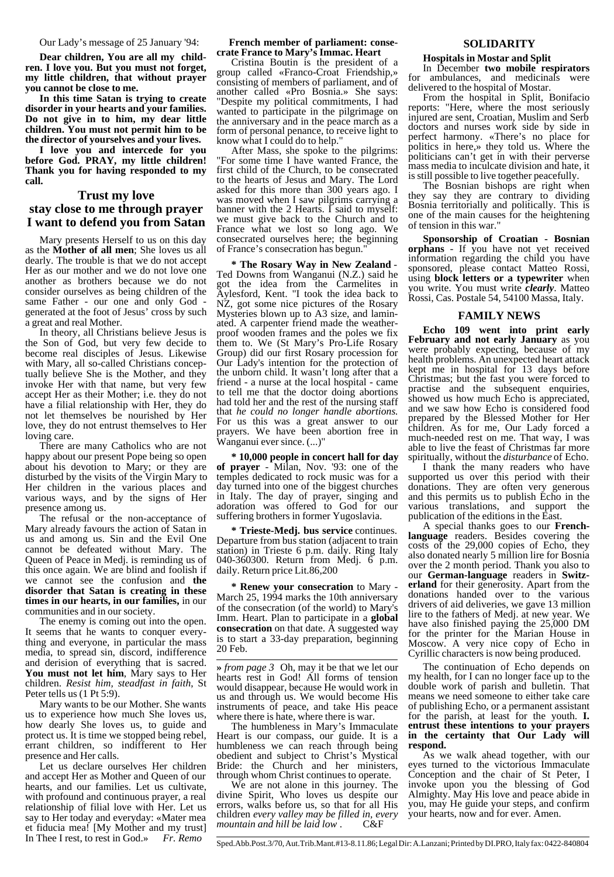Our Lady's message of 25 January '94:

**Dear children, You are all my children. I love you. But you must not forget, my little children, that without prayer you cannot be close to me.**

**In this time Satan is trying to create disorder in your hearts and your families. Do not give in to him, my dear little children. You must not permit him to be the director of yourselves and your lives.**

**I love you and intercede for you before God. PRAY, my little children! Thank you for having responded to my call.**

## Trust my love
## stay close to me through prayer
## I want to defend you from Satan

Mary presents Herself to us on this day as the **Mother of all men**; She loves us all dearly. The trouble is that we do not accept Her as our mother and we do not love one another as brothers because we do not consider ourselves as being children of the same Father - our one and only God - generated at the foot of Jesus' cross by such a great and real Mother.

In theory, all Christians believe Jesus is the Son of God, but very few decide to become real disciples of Jesus. Likewise with Mary, all so-called Christians conceptually believe She is the Mother, and they invoke Her with that name, but very few accept Her as their Mother; i.e. they do not have a filial relationship with Her, they do not let themselves be nourished by Her love, they do not entrust themselves to Her loving care.

There are many Catholics who are not happy about our present Pope being so open about his devotion to Mary; or they are disturbed by the visits of the Virgin Mary to Her children in the various places and various ways, and by the signs of Her presence among us.

The refusal or the non-acceptance of Mary already favours the action of Satan in us and among us. Sin and the Evil One cannot be defeated without Mary. The Queen of Peace in Medj. is reminding us of this once again. We are blind and foolish if we cannot see the confusion and **the disorder that Satan is creating in these times in our hearts, in our families,** in our communities and in our society.

The enemy is coming out into the open. It seems that he wants to conquer everything and everyone, in particular the mass media, to spread sin, discord, indifference and derision of everything that is sacred. **You must not let him**, Mary says to Her children. *Resist him, steadfast in faith*, St Peter tells us (1 Pt 5:9).

Mary wants to be our Mother. She wants us to experience how much She loves us, how dearly She loves us, to guide and protect us. It is time we stopped being rebel, errant children, so indifferent to Her presence and Her calls.

Let us declare ourselves Her children and accept Her as Mother and Queen of our hearts, and our families. Let us cultivate, with profound and continuous prayer, a real relationship of filial love with Her. Let us say to Her today and everyday: «Mater mea et fiducia mea! [My Mother and my trust] In Thee I rest, to rest in God.» *Fr. Remo*

**French member of parliament: consecrate France to Mary's Immac. Heart**

Cristina Boutin is the president of a group called «Franco-Croat Friendship,» consisting of members of parliament, and of another called «Pro Bosnia.» She says: "Despite my political commitments, I had wanted to participate in the pilgrimage on the anniversary and in the peace march as a form of personal penance, to receive light to know what I could do to help."

After Mass, she spoke to the pilgrims: "For some time I have wanted France, the first child of the Church, to be consecrated to the hearts of Jesus and Mary. The Lord asked for this more than 300 years ago. I was moved when I saw pilgrims carrying a banner with the 2 Hearts. I said to myself: we must give back to the Church and to France what we lost so long ago. We consecrated ourselves here; the beginning of France's consecration has begun."

**\* The Rosary Way in New Zealand** - Ted Downs from Wanganui (N.Z.) said he got the idea from the Carmelites in Aylesford, Kent. "I took the idea back to NZ, got some nice pictures of the Rosary Mysteries blown up to A3 size, and laminated. A carpenter friend made the weatherproof wooden frames and the poles we fix them to. We (St Mary's Pro-Life Rosary Group) did our first Rosary procession for Our Lady's intention for the protection of the unborn child. It wasn't long after that a friend - a nurse at the local hospital - came to tell me that the doctor doing abortions had told her and the rest of the nursing staff that *he could no longer handle abortions.* For us this was a great answer to our prayers. We have been abortion free in Wanganui ever since. (...)"

**\* 10,000 people in concert hall for day of prayer** - Milan, Nov. '93: one of the temples dedicated to rock music was for a day turned into one of the biggest churches in Italy. The day of prayer, singing and adoration was offered to God for our suffering brothers in former Yugoslavia.

**\* Trieste-Medj. bus service** continues. Departure from bus station (adjacent to train station) in Trieste 6 p.m. daily. Ring Italy 040-360300. Return from Medj. 6 p.m. daily. Return price Lit.86,200

**\* Renew your consecration** to Mary - March 25, 1994 marks the 10th anniversary of the consecration (of the world) to Mary's Imm. Heart. Plan to participate in a **global consecration** on that date. A suggested way is to start a 33-day preparation, beginning 20 Feb.

**»** *from page 3* Oh, may it be that we let our hearts rest in God! All forms of tension would disappear, because He would work in us and through us. We would become His instruments of peace, and take His peace where there is hate, where there is war.

The humbleness in Mary's Immaculate Heart is our compass, our guide. It is a humbleness we can reach through being obedient and subject to Christ's Mystical Bride: the Church and her ministers, through whom Christ continues to operate.

We are not alone in this journey. The divine Spirit, Who loves us despite our errors, walks before us, so that for all His children *every valley may be filled in, every mountain and hill be laid low* . C&F

### SOLIDARITY

**Hospitals in Mostar and Split**

In December **two mobile respirators** for ambulances, and medicinals were delivered to the hospital of Mostar.

From the hospital in Split, Bonifacio reports: "Here, where the most seriously injured are sent, Croatian, Muslim and Serb doctors and nurses work side by side in perfect harmony. «There's no place for politics in here,» they told us. Where the politicians can't get in with their perverse mass media to inculcate division and hate, it is still possible to live together peacefully.

The Bosnian bishops are right when they say they are contrary to dividing Bosnia territorially and politically. This is one of the main causes for the heightening of tension in this war."

**Sponsorship of Croatian - Bosnian orphans** - If you have not yet received information regarding the child you have sponsored, please contact Matteo Rossi, using **block letters or a typewriter** when you write. You must write ***clearly***. Matteo Rossi, Cas. Postale 54, 54100 Massa, Italy.

### FAMILY NEWS

**Echo 109 went into print early February and not early January** as you were probably expecting, because of my health problems. An unexpected heart attack kept me in hospital for 13 days before Christmas; but the fast you were forced to practise and the subsequent enquiries, showed us how much Echo is appreciated, and we saw how Echo is considered food prepared by the Blessed Mother for Her children. As for me, Our Lady forced a much-needed rest on me. That way, I was able to live the feast of Christmas far more spiritually, without the *disturbance* of Echo.

I thank the many readers who have supported us over this period with their donations. They are often very generous and this permits us to publish Echo in the various translations, and support the publication of the editions in the East.

A special thanks goes to our **French-language** readers. Besides covering the costs of the 29,000 copies of Echo, they also donated nearly 5 million lire for Bosnia over the 2 month period. Thank you also to our **German-language** readers in **Switzerland** for their generosity. Apart from the donations handed over to the various drivers of aid deliveries, we gave 13 million lire to the fathers of Medj. at new year. We have also finished paying the 25,000 DM for the printer for the Marian House in Moscow. A very nice copy of Echo in Cyrillic characters is now being produced.

The continuation of Echo depends on my health, for I can no longer face up to the double work of parish and bulletin. That means we need someone to either take care of publishing Echo, or a permanent assistant for the parish, at least for the youth. **I. entrust these intentions to your prayers in the certainty that Our Lady will respond.**

As we walk ahead together, with our eyes turned to the victorious Immaculate Conception and the chair of St Peter, I invoke upon you the blessing of God Almighty. May His love and peace abide in you, may He guide your steps, and confirm your hearts, now and for ever. Amen.

Sped.Abb.Post.3/70, Aut.Trib.Mant.#13-8.11.86; Legal Dir: A.Lanzani; Printed by DI.PRO, Italy fax: 0422-840804